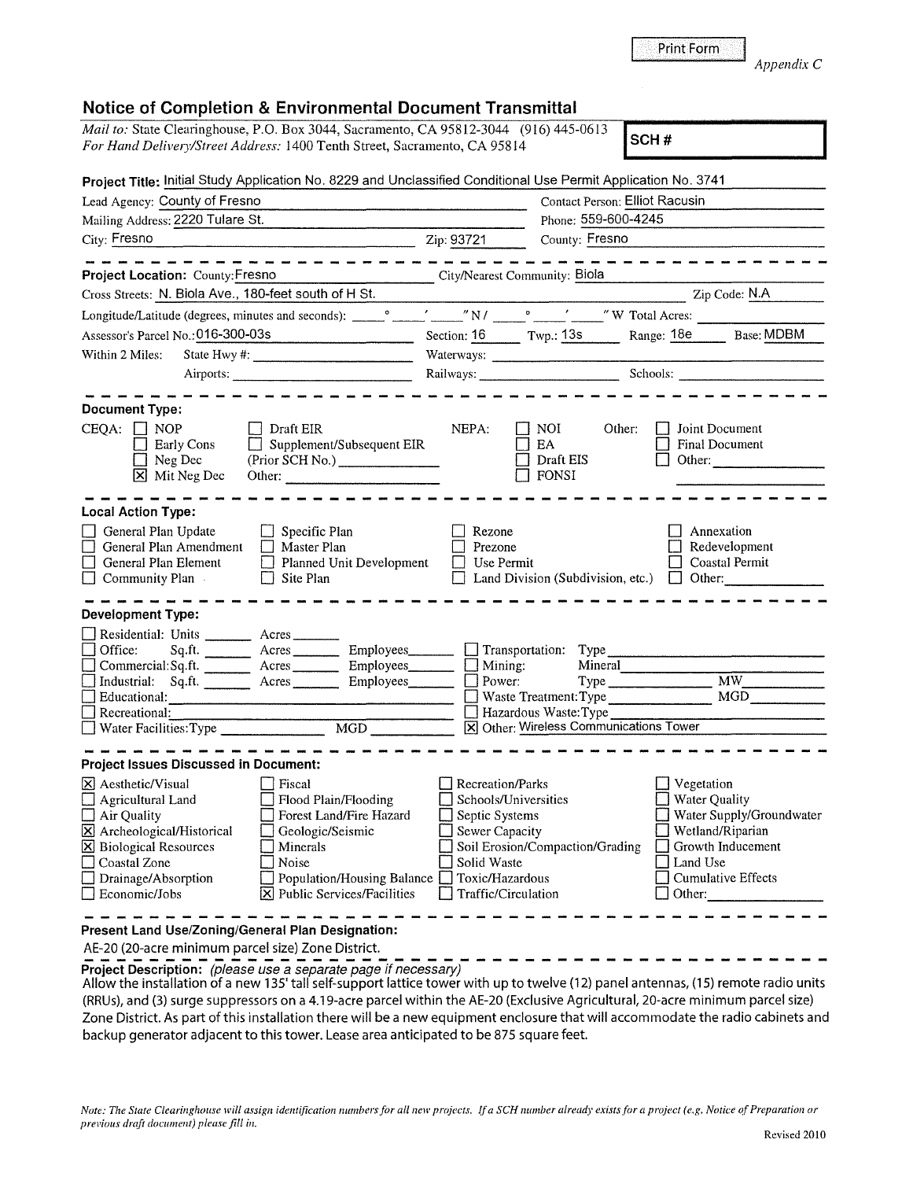Print Form

*Appendix C*

## Notice of Completion & Environmental Document Transmittal

*Mail to:* State Clearinghouse, P.O. Box 3044, Sacramento, CA 95812-3044 (916) 445-0613
*For Hand Delivery/Street Address:* 1400 Tenth Street, Sacramento, CA 95814

**SCH #**

**Project Title:** Initial Study Application No. 8229 and Unclassified Conditional Use Permit Application No. 3741

Lead Agency: County of Fresno
Contact Person: Elliot Racusin
Mailing Address: 2220 Tulare St.
Phone: 559-600-4245
City: Fresno
Zip: 93721
County: Fresno

---

**Project Location:** County: Fresno
City/Nearest Community: Biola
Cross Streets: N. Biola Ave., 180-feet south of H St.
Zip Code: N.A
Longitude/Latitude (degrees, minutes and seconds): ____° ____′ ____″ N / ____° ____′ ____″ W Total Acres: ____
Assessor's Parcel No.: 016-300-03s
Section: 16
Twp.: 13s
Range: 18e
Base: MDBM
Within 2 Miles: State Hwy #: ____
Waterways: ____
Airports: ____
Railways: ____
Schools: ____

---

**Document Type:**

CEQA:
- [ ] NOP
- [ ] Early Cons
- [ ] Neg Dec
- [x] Mit Neg Dec
- [ ] Draft EIR
- [ ] Supplement/Subsequent EIR (Prior SCH No.) ____
- Other: ____

NEPA:
- [ ] NOI
- [ ] EA
- [ ] Draft EIS
- [ ] FONSI

Other:
- [ ] Joint Document
- [ ] Final Document
- [ ] Other: ____

---

**Local Action Type:**

- [ ] General Plan Update
- [ ] General Plan Amendment
- [ ] General Plan Element
- [ ] Community Plan
- [ ] Specific Plan
- [ ] Master Plan
- [ ] Planned Unit Development
- [ ] Site Plan
- [ ] Rezone
- [ ] Prezone
- [ ] Use Permit
- [ ] Land Division (Subdivision, etc.)
- [ ] Annexation
- [ ] Redevelopment
- [ ] Coastal Permit
- [ ] Other: ____

---

**Development Type:**

- [ ] Residential: Units ____ Acres ____
- [ ] Office: Sq.ft. ____ Acres ____ Employees ____
- [ ] Commercial: Sq.ft. ____ Acres ____ Employees ____
- [ ] Industrial: Sq.ft. ____ Acres ____ Employees ____
- [ ] Educational: ____
- [ ] Recreational: ____
- [ ] Water Facilities: Type ____ MGD ____
- [ ] Transportation: Type ____
- [ ] Mining: Mineral ____
- [ ] Power: Type ____ MW ____
- [ ] Waste Treatment: Type ____ MGD ____
- [ ] Hazardous Waste: Type ____
- [x] Other: Wireless Communications Tower

---

**Project Issues Discussed in Document:**

- [x] Aesthetic/Visual
- [ ] Agricultural Land
- [ ] Air Quality
- [x] Archeological/Historical
- [x] Biological Resources
- [ ] Coastal Zone
- [ ] Drainage/Absorption
- [ ] Economic/Jobs
- [ ] Fiscal
- [ ] Flood Plain/Flooding
- [ ] Forest Land/Fire Hazard
- [ ] Geologic/Seismic
- [ ] Minerals
- [ ] Noise
- [ ] Population/Housing Balance
- [x] Public Services/Facilities
- [ ] Recreation/Parks
- [ ] Schools/Universities
- [ ] Septic Systems
- [ ] Sewer Capacity
- [ ] Soil Erosion/Compaction/Grading
- [ ] Solid Waste
- [ ] Toxic/Hazardous
- [ ] Traffic/Circulation
- [ ] Vegetation
- [ ] Water Quality
- [ ] Water Supply/Groundwater
- [ ] Wetland/Riparian
- [ ] Growth Inducement
- [ ] Land Use
- [ ] Cumulative Effects
- [ ] Other: ____

---

**Present Land Use/Zoning/General Plan Designation:**

AE-20 (20-acre minimum parcel size) Zone District.

---

**Project Description:** *(please use a separate page if necessary)*

Allow the installation of a new 135' tall self-support lattice tower with up to twelve (12) panel antennas, (15) remote radio units (RRUs), and (3) surge suppressors on a 4.19-acre parcel within the AE-20 (Exclusive Agricultural, 20-acre minimum parcel size) Zone District. As part of this installation there will be a new equipment enclosure that will accommodate the radio cabinets and backup generator adjacent to this tower. Lease area anticipated to be 875 square feet.

*Note: The State Clearinghouse will assign identification numbers for all new projects. If a SCH number already exists for a project (e.g. Notice of Preparation or previous draft document) please fill in.*

Revised 2010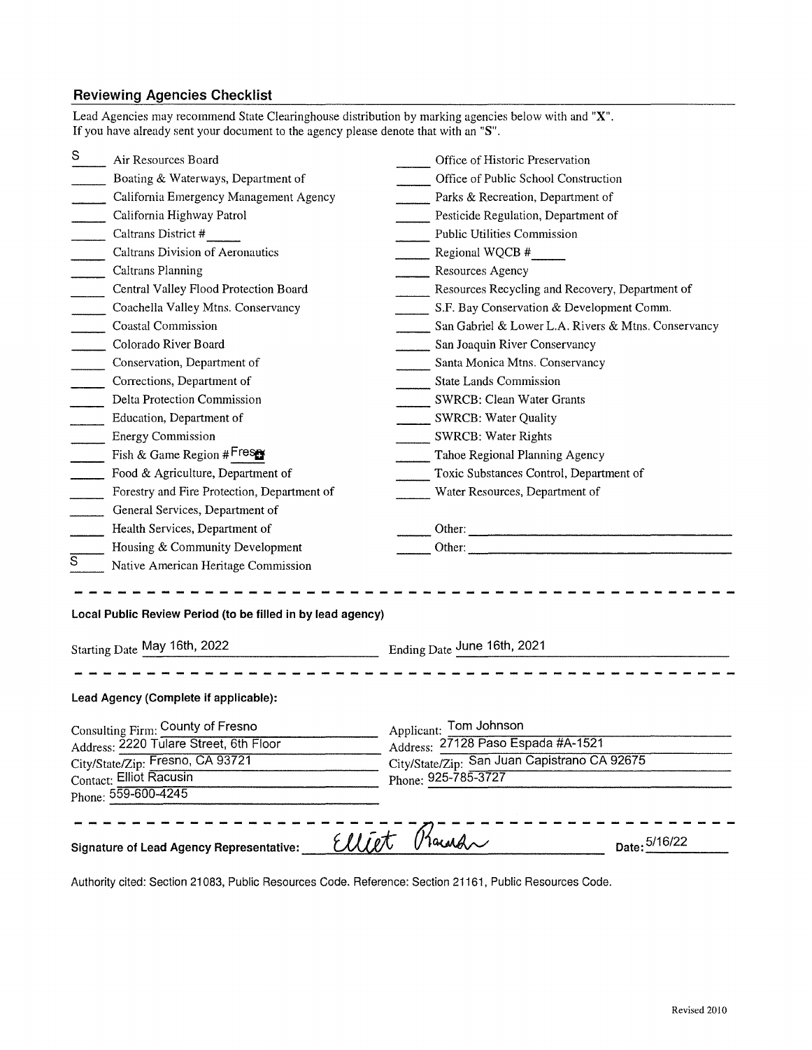## Reviewing Agencies Checklist

Lead Agencies may recommend State Clearinghouse distribution by marking agencies below with and "X".
If you have already sent your document to the agency please denote that with an "S".

- S Air Resources Board
- ___ Boating & Waterways, Department of
- ___ California Emergency Management Agency
- ___ California Highway Patrol
- ___ Caltrans District # ___
- ___ Caltrans Division of Aeronautics
- ___ Caltrans Planning
- ___ Central Valley Flood Protection Board
- ___ Coachella Valley Mtns. Conservancy
- ___ Coastal Commission
- ___ Colorado River Board
- ___ Conservation, Department of
- ___ Corrections, Department of
- ___ Delta Protection Commission
- ___ Education, Department of
- ___ Energy Commission
- ___ Fish & Game Region # Fresno
- ___ Food & Agriculture, Department of
- ___ Forestry and Fire Protection, Department of
- ___ General Services, Department of
- ___ Health Services, Department of
- ___ Housing & Community Development
- S Native American Heritage Commission
- ___ Office of Historic Preservation
- ___ Office of Public School Construction
- ___ Parks & Recreation, Department of
- ___ Pesticide Regulation, Department of
- ___ Public Utilities Commission
- ___ Regional WQCB # ___
- ___ Resources Agency
- ___ Resources Recycling and Recovery, Department of
- ___ S.F. Bay Conservation & Development Comm.
- ___ San Gabriel & Lower L.A. Rivers & Mtns. Conservancy
- ___ San Joaquin River Conservancy
- ___ Santa Monica Mtns. Conservancy
- ___ State Lands Commission
- ___ SWRCB: Clean Water Grants
- ___ SWRCB: Water Quality
- ___ SWRCB: Water Rights
- ___ Tahoe Regional Planning Agency
- ___ Toxic Substances Control, Department of
- ___ Water Resources, Department of
- ___ Other: ___
- ___ Other: ___

---

**Local Public Review Period (to be filled in by lead agency)**

Starting Date May 16th, 2022

Ending Date June 16th, 2021

---

**Lead Agency (Complete if applicable):**

Consulting Firm: County of Fresno
Address: 2220 Tulare Street, 6th Floor
City/State/Zip: Fresno, CA 93721
Contact: Elliot Racusin
Phone: 559-600-4245

Applicant: Tom Johnson
Address: 27128 Paso Espada #A-1521
City/State/Zip: San Juan Capistrano CA 92675
Phone: 925-785-3727

---

**Signature of Lead Agency Representative:** Elliot Racusin

**Date:** 5/16/22

Authority cited: Section 21083, Public Resources Code. Reference: Section 21161, Public Resources Code.

Revised 2010